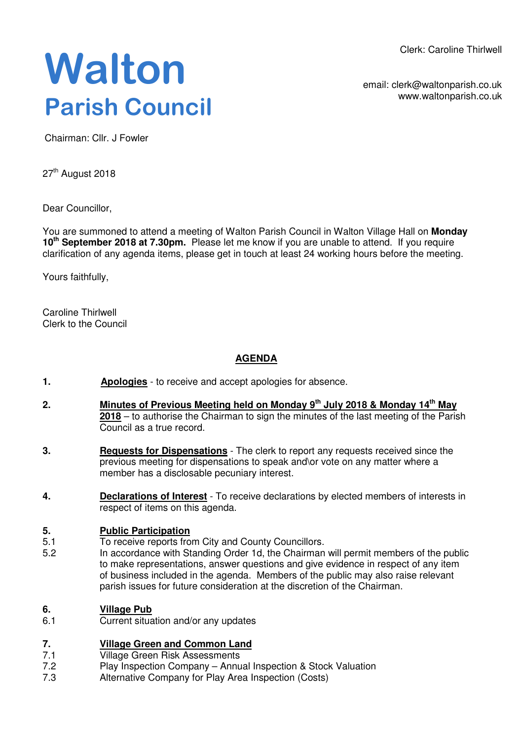Clerk: Caroline Thirlwell

# Walton
## Parish Council

email: clerk@waltonparish.co.uk
www.waltonparish.co.uk

Chairman: Cllr. J Fowler

27th August 2018

Dear Councillor,

You are summoned to attend a meeting of Walton Parish Council in Walton Village Hall on **Monday 10th September 2018 at 7.30pm.** Please let me know if you are unable to attend. If you require clarification of any agenda items, please get in touch at least 24 working hours before the meeting.

Yours faithfully,

Caroline Thirlwell
Clerk to the Council

## AGENDA

**1. Apologies** - to receive and accept apologies for absence.

**2. Minutes of Previous Meeting held on Monday 9th July 2018 & Monday 14th May 2018** – to authorise the Chairman to sign the minutes of the last meeting of the Parish Council as a true record.

**3. Requests for Dispensations** - The clerk to report any requests received since the previous meeting for dispensations to speak and\or vote on any matter where a member has a disclosable pecuniary interest.

**4. Declarations of Interest** - To receive declarations by elected members of interests in respect of items on this agenda.

**5. Public Participation**

5.1 To receive reports from City and County Councillors.

5.2 In accordance with Standing Order 1d, the Chairman will permit members of the public to make representations, answer questions and give evidence in respect of any item of business included in the agenda. Members of the public may also raise relevant parish issues for future consideration at the discretion of the Chairman.

**6. Village Pub**

6.1 Current situation and/or any updates

**7. Village Green and Common Land**

7.1 Village Green Risk Assessments

7.2 Play Inspection Company – Annual Inspection & Stock Valuation

7.3 Alternative Company for Play Area Inspection (Costs)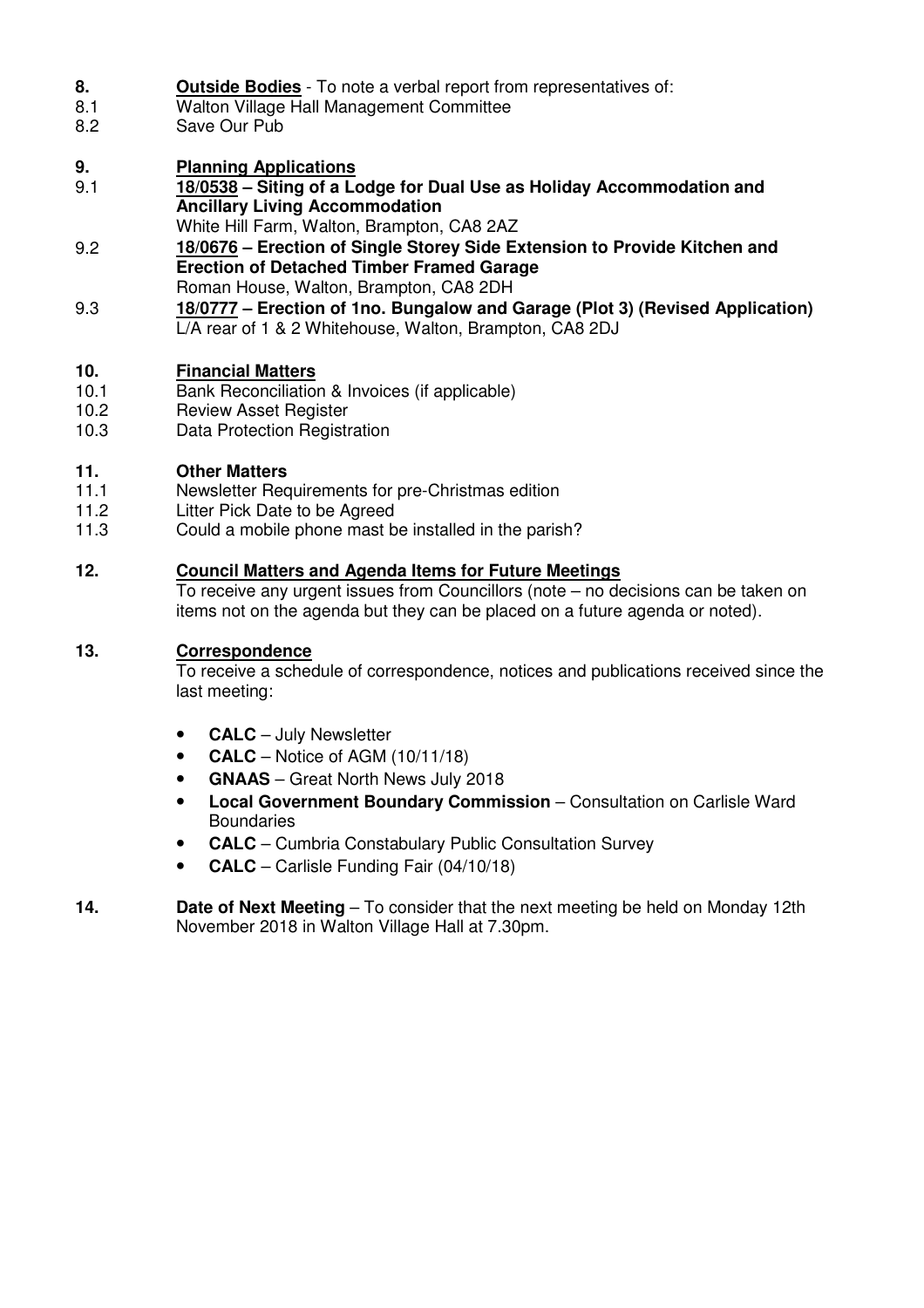**8.** **Outside Bodies** - To note a verbal report from representatives of:

8.1 Walton Village Hall Management Committee

8.2 Save Our Pub

**9.** **Planning Applications**

9.1 **18/0538 – Siting of a Lodge for Dual Use as Holiday Accommodation and Ancillary Living Accommodation**
White Hill Farm, Walton, Brampton, CA8 2AZ

9.2 **18/0676 – Erection of Single Storey Side Extension to Provide Kitchen and Erection of Detached Timber Framed Garage**
Roman House, Walton, Brampton, CA8 2DH

9.3 **18/0777 – Erection of 1no. Bungalow and Garage (Plot 3) (Revised Application)**
L/A rear of 1 & 2 Whitehouse, Walton, Brampton, CA8 2DJ

**10.** **Financial Matters**

10.1 Bank Reconciliation & Invoices (if applicable)

10.2 Review Asset Register

10.3 Data Protection Registration

**11.** **Other Matters**

11.1 Newsletter Requirements for pre-Christmas edition

11.2 Litter Pick Date to be Agreed

11.3 Could a mobile phone mast be installed in the parish?

**12.** **Council Matters and Agenda Items for Future Meetings**

To receive any urgent issues from Councillors (note – no decisions can be taken on items not on the agenda but they can be placed on a future agenda or noted).

**13.** **Correspondence**

To receive a schedule of correspondence, notices and publications received since the last meeting:

- **CALC** – July Newsletter
- **CALC** – Notice of AGM (10/11/18)
- **GNAAS** – Great North News July 2018
- **Local Government Boundary Commission** – Consultation on Carlisle Ward Boundaries
- **CALC** – Cumbria Constabulary Public Consultation Survey
- **CALC** – Carlisle Funding Fair (04/10/18)

**14.** **Date of Next Meeting** – To consider that the next meeting be held on Monday 12th November 2018 in Walton Village Hall at 7.30pm.